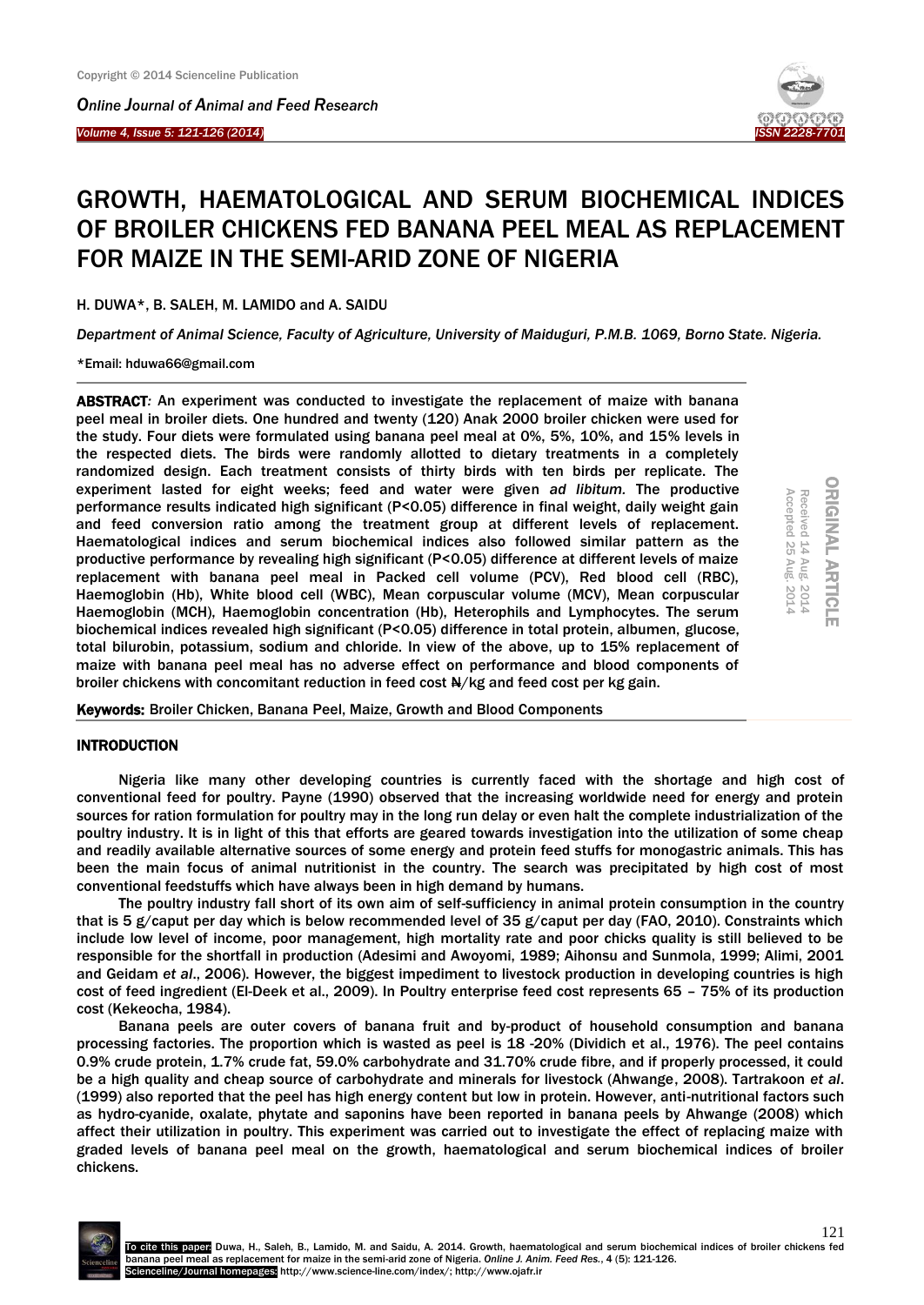# GROWTH, HAEMATOLOGICAL AND SERUM BIOCHEMICAL INDICES OF BROILER CHICKENS FED BANANA PEEL MEAL AS REPLACEMENT FOR MAIZE IN THE SEMI-ARID ZONE OF NIGERIA

H. DUWA*, B. SALEH, M. LAMIDO and A. SAIDU

*Department of Animal Science, Faculty of Agriculture, University of Maiduguri, P.M.B. 1069, Borno State. Nigeria.*

*Email: hduwa66@gmail.com

ORIGINAL ARTICLE

Received 14 Aug. 2014
Accepted 25 Aug. 2014

**ABSTRACT:** An experiment was conducted to investigate the replacement of maize with banana peel meal in broiler diets. One hundred and twenty (120) Anak 2000 broiler chicken were used for the study. Four diets were formulated using banana peel meal at 0%, 5%, 10%, and 15% levels in the respected diets. The birds were randomly allotted to dietary treatments in a completely randomized design. Each treatment consists of thirty birds with ten birds per replicate. The experiment lasted for eight weeks; feed and water were given *ad libitum*. The productive performance results indicated high significant (P<0.05) difference in final weight, daily weight gain and feed conversion ratio among the treatment group at different levels of replacement. Haematological indices and serum biochemical indices also followed similar pattern as the productive performance by revealing high significant (P<0.05) difference at different levels of maize replacement with banana peel meal in Packed cell volume (PCV), Red blood cell (RBC), Haemoglobin (Hb), White blood cell (WBC), Mean corpuscular volume (MCV), Mean corpuscular Haemoglobin (MCH), Haemoglobin concentration (Hb), Heterophils and Lymphocytes. The serum biochemical indices revealed high significant (P<0.05) difference in total protein, albumen, glucose, total bilurobin, potassium, sodium and chloride. In view of the above, up to 15% replacement of maize with banana peel meal has no adverse effect on performance and blood components of broiler chickens with concomitant reduction in feed cost ₦/kg and feed cost per kg gain.

**Keywords:** Broiler Chicken, Banana Peel, Maize, Growth and Blood Components

## INTRODUCTION

Nigeria like many other developing countries is currently faced with the shortage and high cost of conventional feed for poultry. Payne (1990) observed that the increasing worldwide need for energy and protein sources for ration formulation for poultry may in the long run delay or even halt the complete industrialization of the poultry industry. It is in light of this that efforts are geared towards investigation into the utilization of some cheap and readily available alternative sources of some energy and protein feed stuffs for monogastric animals. This has been the main focus of animal nutritionist in the country. The search was precipitated by high cost of most conventional feedstuffs which have always been in high demand by humans.

The poultry industry fall short of its own aim of self-sufficiency in animal protein consumption in the country that is 5 g/caput per day which is below recommended level of 35 g/caput per day (FAO, 2010). Constraints which include low level of income, poor management, high mortality rate and poor chicks quality is still believed to be responsible for the shortfall in production (Adesimi and Awoyomi, 1989; Aihonsu and Sunmola, 1999; Alimi, 2001 and Geidam *et al*., 2006). However, the biggest impediment to livestock production in developing countries is high cost of feed ingredient (El-Deek et al., 2009). In Poultry enterprise feed cost represents 65 – 75% of its production cost (Kekeocha, 1984).

Banana peels are outer covers of banana fruit and by-product of household consumption and banana processing factories. The proportion which is wasted as peel is 18 -20% (Dividich et al., 1976). The peel contains 0.9% crude protein, 1.7% crude fat, 59.0% carbohydrate and 31.70% crude fibre, and if properly processed, it could be a high quality and cheap source of carbohydrate and minerals for livestock (Ahwange, 2008). Tartrakoon *et al*. (1999) also reported that the peel has high energy content but low in protein. However, anti-nutritional factors such as hydro-cyanide, oxalate, phytate and saponins have been reported in banana peels by Ahwange (2008) which affect their utilization in poultry. This experiment was carried out to investigate the effect of replacing maize with graded levels of banana peel meal on the growth, haematological and serum biochemical indices of broiler chickens.

To cite this paper: Duwa, H., Saleh, B., Lamido, M. and Saidu, A. 2014. Growth, haematological and serum biochemical indices of broiler chickens fed banana peel meal as replacement for maize in the semi-arid zone of Nigeria. *Online J. Anim. Feed Res.*, 4 (5): 121-126.
Scienceline/Journal homepages: http://www.science-line.com/index/; http://www.ojafr.ir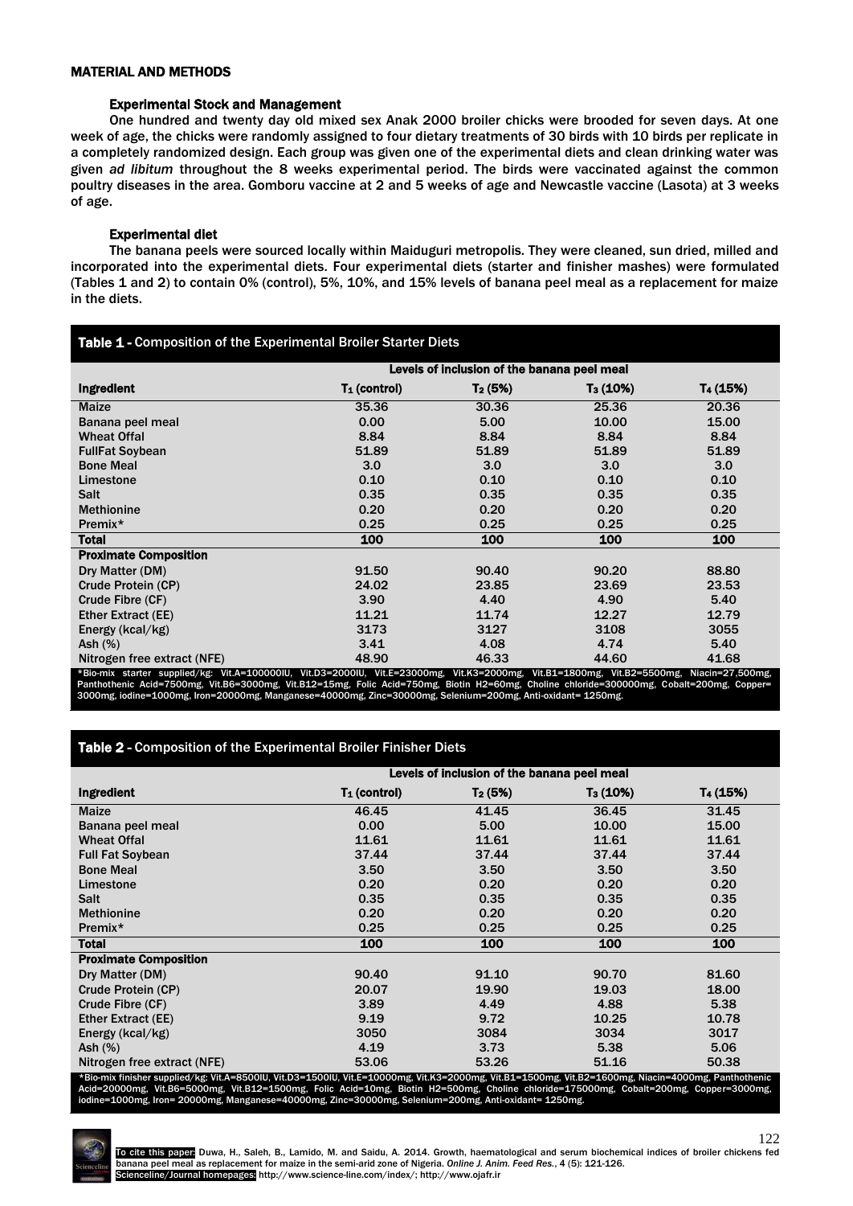## MATERIAL AND METHODS

### Experimental Stock and Management

One hundred and twenty day old mixed sex Anak 2000 broiler chicks were brooded for seven days. At one week of age, the chicks were randomly assigned to four dietary treatments of 30 birds with 10 birds per replicate in a completely randomized design. Each group was given one of the experimental diets and clean drinking water was given *ad libitum* throughout the 8 weeks experimental period. The birds were vaccinated against the common poultry diseases in the area. Gomboru vaccine at 2 and 5 weeks of age and Newcastle vaccine (Lasota) at 3 weeks of age.

### Experimental diet

The banana peels were sourced locally within Maiduguri metropolis. They were cleaned, sun dried, milled and incorporated into the experimental diets. Four experimental diets (starter and finisher mashes) were formulated (Tables 1 and 2) to contain 0% (control), 5%, 10%, and 15% levels of banana peel meal as a replacement for maize in the diets.

**Table 1 -** Composition of the Experimental Broiler Starter Diets

| | Levels of inclusion of the banana peel meal | | | |
|---|---|---|---|---|
| **Ingredient** | $T_1$ (control) | $T_2$ (5%) | $T_3$ (10%) | $T_4$ (15%) |
| Maize | 35.36 | 30.36 | 25.36 | 20.36 |
| Banana peel meal | 0.00 | 5.00 | 10.00 | 15.00 |
| Wheat Offal | 8.84 | 8.84 | 8.84 | 8.84 |
| FullFat Soybean | 51.89 | 51.89 | 51.89 | 51.89 |
| Bone Meal | 3.0 | 3.0 | 3.0 | 3.0 |
| Limestone | 0.10 | 0.10 | 0.10 | 0.10 |
| Salt | 0.35 | 0.35 | 0.35 | 0.35 |
| Methionine | 0.20 | 0.20 | 0.20 | 0.20 |
| Premix* | 0.25 | 0.25 | 0.25 | 0.25 |
| **Total** | **100** | **100** | **100** | **100** |
| **Proximate Composition** | | | | |
| Dry Matter (DM) | 91.50 | 90.40 | 90.20 | 88.80 |
| Crude Protein (CP) | 24.02 | 23.85 | 23.69 | 23.53 |
| Crude Fibre (CF) | 3.90 | 4.40 | 4.90 | 5.40 |
| Ether Extract (EE) | 11.21 | 11.74 | 12.27 | 12.79 |
| Energy (kcal/kg) | 3173 | 3127 | 3108 | 3055 |
| Ash (%) | 3.41 | 4.08 | 4.74 | 5.40 |
| Nitrogen free extract (NFE) | 48.90 | 46.33 | 44.60 | 41.68 |

*Bio-mix starter supplied/kg: Vit.A=100000IU, Vit.D3=2000IU, Vit.E=23000mg, Vit.K3=2000mg, Vit.B1=1800mg, Vit.B2=5500mg, Niacin=27,500mg, Panthothenic Acid=7500mg, Vit.B6=3000mg, Vit.B12=15mg, Folic Acid=750mg, Biotin H2=60mg, Choline chloride=300000mg, Cobalt=200mg, Copper=3000mg, iodine=1000mg, Iron=20000mg, Manganese=40000mg, Zinc=30000mg, Selenium=200mg, Anti-oxidant= 1250mg.

**Table 2 -** Composition of the Experimental Broiler Finisher Diets

| | Levels of inclusion of the banana peel meal | | | |
|---|---|---|---|---|
| **Ingredient** | $T_1$ (control) | $T_2$ (5%) | $T_3$ (10%) | $T_4$ (15%) |
| Maize | 46.45 | 41.45 | 36.45 | 31.45 |
| Banana peel meal | 0.00 | 5.00 | 10.00 | 15.00 |
| Wheat Offal | 11.61 | 11.61 | 11.61 | 11.61 |
| Full Fat Soybean | 37.44 | 37.44 | 37.44 | 37.44 |
| Bone Meal | 3.50 | 3.50 | 3.50 | 3.50 |
| Limestone | 0.20 | 0.20 | 0.20 | 0.20 |
| Salt | 0.35 | 0.35 | 0.35 | 0.35 |
| Methionine | 0.20 | 0.20 | 0.20 | 0.20 |
| Premix* | 0.25 | 0.25 | 0.25 | 0.25 |
| **Total** | **100** | **100** | **100** | **100** |
| **Proximate Composition** | | | | |
| Dry Matter (DM) | 90.40 | 91.10 | 90.70 | 81.60 |
| Crude Protein (CP) | 20.07 | 19.90 | 19.03 | 18.00 |
| Crude Fibre (CF) | 3.89 | 4.49 | 4.88 | 5.38 |
| Ether Extract (EE) | 9.19 | 9.72 | 10.25 | 10.78 |
| Energy (kcal/kg) | 3050 | 3084 | 3034 | 3017 |
| Ash (%) | 4.19 | 3.73 | 5.38 | 5.06 |
| Nitrogen free extract (NFE) | 53.06 | 53.26 | 51.16 | 50.38 |

*Bio-mix finisher supplied/kg: Vit.A=8500IU, Vit.D3=1500IU, Vit.E=10000mg, Vit.K3=2000mg, Vit.B1=1500mg, Vit.B2=1600mg, Niacin=4000mg, Panthothenic Acid=20000mg, Vit.B6=5000mg, Vit.B12=1500mg, Folic Acid=10mg, Biotin H2=500mg, Choline chloride=175000mg, Cobalt=200mg, Copper=3000mg, iodine=1000mg, Iron= 20000mg, Manganese=40000mg, Zinc=30000mg, Selenium=200mg, Anti-oxidant= 1250mg.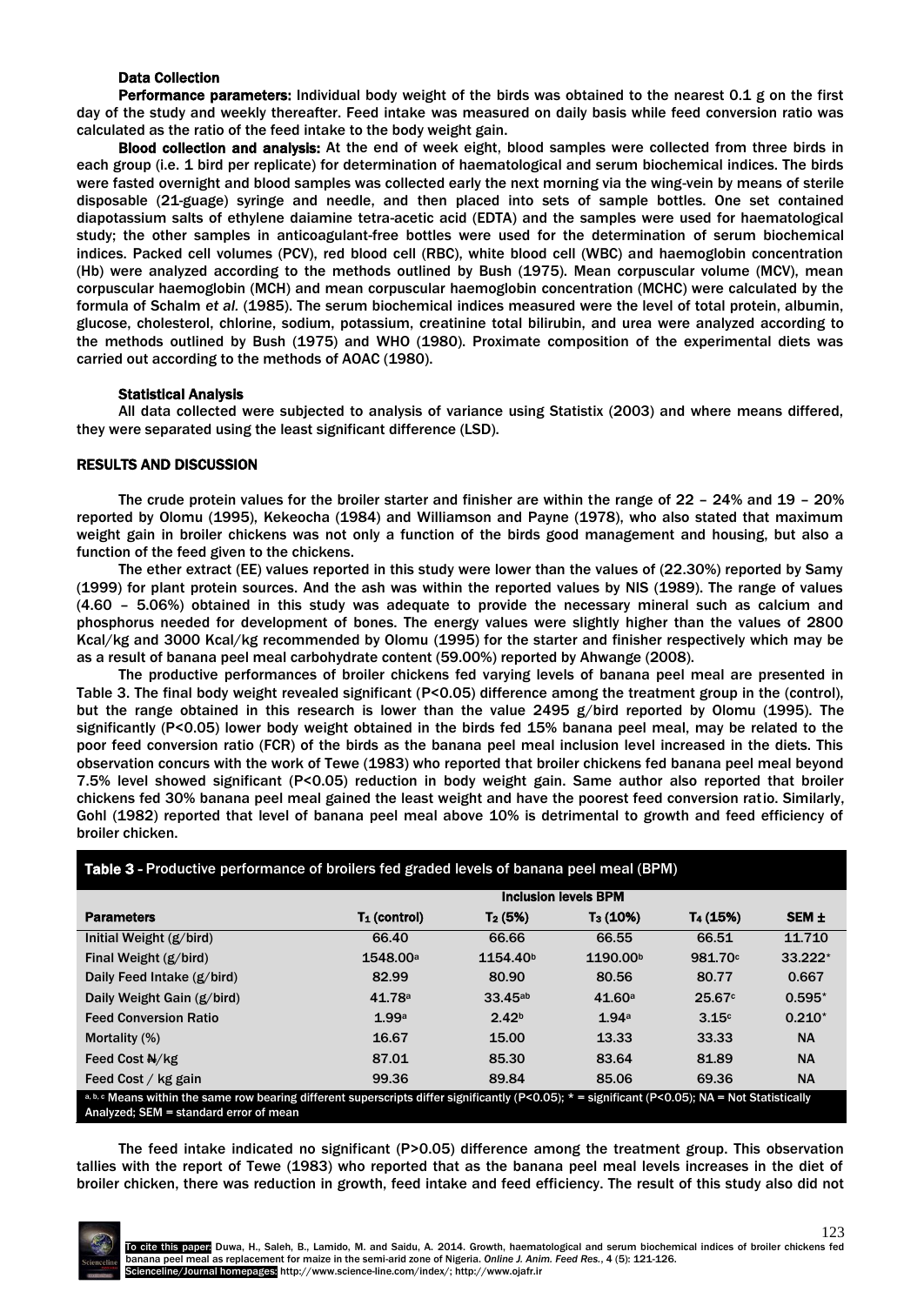### Data Collection

**Performance parameters:** Individual body weight of the birds was obtained to the nearest 0.1 g on the first day of the study and weekly thereafter. Feed intake was measured on daily basis while feed conversion ratio was calculated as the ratio of the feed intake to the body weight gain.

**Blood collection and analysis:** At the end of week eight, blood samples were collected from three birds in each group (i.e. 1 bird per replicate) for determination of haematological and serum biochemical indices. The birds were fasted overnight and blood samples was collected early the next morning via the wing-vein by means of sterile disposable (21-guage) syringe and needle, and then placed into sets of sample bottles. One set contained diapotassium salts of ethylene daiamine tetra-acetic acid (EDTA) and the samples were used for haematological study; the other samples in anticoagulant-free bottles were used for the determination of serum biochemical indices. Packed cell volumes (PCV), red blood cell (RBC), white blood cell (WBC) and haemoglobin concentration (Hb) were analyzed according to the methods outlined by Bush (1975). Mean corpuscular volume (MCV), mean corpuscular haemoglobin (MCH) and mean corpuscular haemoglobin concentration (MCHC) were calculated by the formula of Schalm *et al.* (1985). The serum biochemical indices measured were the level of total protein, albumin, glucose, cholesterol, chlorine, sodium, potassium, creatinine total bilirubin, and urea were analyzed according to the methods outlined by Bush (1975) and WHO (1980). Proximate composition of the experimental diets was carried out according to the methods of AOAC (1980).

### Statistical Analysis

All data collected were subjected to analysis of variance using Statistix (2003) and where means differed, they were separated using the least significant difference (LSD).

## RESULTS AND DISCUSSION

The crude protein values for the broiler starter and finisher are within the range of 22 – 24% and 19 – 20% reported by Olomu (1995), Kekeocha (1984) and Williamson and Payne (1978), who also stated that maximum weight gain in broiler chickens was not only a function of the birds good management and housing, but also a function of the feed given to the chickens.

The ether extract (EE) values reported in this study were lower than the values of (22.30%) reported by Samy (1999) for plant protein sources. And the ash was within the reported values by NIS (1989). The range of values (4.60 – 5.06%) obtained in this study was adequate to provide the necessary mineral such as calcium and phosphorus needed for development of bones. The energy values were slightly higher than the values of 2800 Kcal/kg and 3000 Kcal/kg recommended by Olomu (1995) for the starter and finisher respectively which may be as a result of banana peel meal carbohydrate content (59.00%) reported by Ahwange (2008).

The productive performances of broiler chickens fed varying levels of banana peel meal are presented in Table 3. The final body weight revealed significant (P<0.05) difference among the treatment group in the (control), but the range obtained in this research is lower than the value 2495 g/bird reported by Olomu (1995). The significantly (P<0.05) lower body weight obtained in the birds fed 15% banana peel meal, may be related to the poor feed conversion ratio (FCR) of the birds as the banana peel meal inclusion level increased in the diets. This observation concurs with the work of Tewe (1983) who reported that broiler chickens fed banana peel meal beyond 7.5% level showed significant (P<0.05) reduction in body weight gain. Same author also reported that broiler chickens fed 30% banana peel meal gained the least weight and have the poorest feed conversion ratio. Similarly, Gohl (1982) reported that level of banana peel meal above 10% is detrimental to growth and feed efficiency of broiler chicken.

**Table 3** - Productive performance of broilers fed graded levels of banana peel meal (BPM)

| | Inclusion levels BPM | | | | |
|---|---|---|---|---|---|
| **Parameters** | $T_1$ (control) | $T_2$ (5%) | $T_3$ (10%) | $T_4$ (15%) | SEM ± |
| Initial Weight (g/bird) | 66.40 | 66.66 | 66.55 | 66.51 | 11.710 |
| Final Weight (g/bird) | 1548.00[a] | 1154.40[b] | 1190.00[b] | 981.70[c] | 33.222* |
| Daily Feed Intake (g/bird) | 82.99 | 80.90 | 80.56 | 80.77 | 0.667 |
| Daily Weight Gain (g/bird) | 41.78[a] | 33.45[ab] | 41.60[a] | 25.67[c] | 0.595* |
| Feed Conversion Ratio | 1.99[a] | 2.42[b] | 1.94[a] | 3.15[c] | 0.210* |
| Mortality (%) | 16.67 | 15.00 | 13.33 | 33.33 | NA |
| Feed Cost ₦/kg | 87.01 | 85.30 | 83.64 | 81.89 | NA |
| Feed Cost / kg gain | 99.36 | 89.84 | 85.06 | 69.36 | NA |

[a, b, c] Means within the same row bearing different superscripts differ significantly (P<0.05); * = significant (P<0.05); NA = Not Statistically Analyzed; SEM = standard error of mean

The feed intake indicated no significant (P>0.05) difference among the treatment group. This observation tallies with the report of Tewe (1983) who reported that as the banana peel meal levels increases in the diet of broiler chicken, there was reduction in growth, feed intake and feed efficiency. The result of this study also did not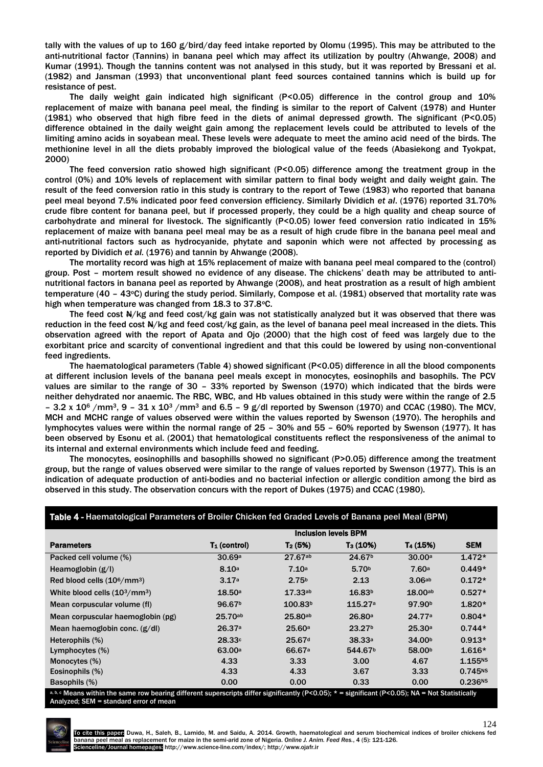tally with the values of up to 160 g/bird/day feed intake reported by Olomu (1995). This may be attributed to the anti-nutritional factor (Tannins) in banana peel which may affect its utilization by poultry (Ahwange, 2008) and Kumar (1991). Though the tannins content was not analysed in this study, but it was reported by Bressani et al. (1982) and Jansman (1993) that unconventional plant feed sources contained tannins which is build up for resistance of pest.

The daily weight gain indicated high significant (P<0.05) difference in the control group and 10% replacement of maize with banana peel meal, the finding is similar to the report of Calvent (1978) and Hunter (1981) who observed that high fibre feed in the diets of animal depressed growth. The significant (P<0.05) difference obtained in the daily weight gain among the replacement levels could be attributed to levels of the limiting amino acids in soyabean meal. These levels were adequate to meet the amino acid need of the birds. The methionine level in all the diets probably improved the biological value of the feeds (Abasiekong and Tyokpat, 2000)

The feed conversion ratio showed high significant (P<0.05) difference among the treatment group in the control (0%) and 10% levels of replacement with similar pattern to final body weight and daily weight gain. The result of the feed conversion ratio in this study is contrary to the report of Tewe (1983) who reported that banana peel meal beyond 7.5% indicated poor feed conversion efficiency. Similarly Dividich *et al*. (1976) reported 31.70% crude fibre content for banana peel, but if processed properly, they could be a high quality and cheap source of carbohydrate and mineral for livestock. The significantly (P<0.05) lower feed conversion ratio indicated in 15% replacement of maize with banana peel meal may be as a result of high crude fibre in the banana peel meal and anti-nutritional factors such as hydrocyanide, phytate and saponin which were not affected by processing as reported by Dividich *et al*. (1976) and tannin by Ahwange (2008).

The mortality record was high at 15% replacement of maize with banana peel meal compared to the (control) group. Post – mortem result showed no evidence of any disease. The chickens' death may be attributed to anti-nutritional factors in banana peel as reported by Ahwange (2008), and heat prostration as a result of high ambient temperature (40 – 43°C) during the study period. Similarly, Compose et al. (1981) observed that mortality rate was high when temperature was changed from 18.3 to 37.8°C.

The feed cost ₦/kg and feed cost/kg gain was not statistically analyzed but it was observed that there was reduction in the feed cost ₦/kg and feed cost/kg gain, as the level of banana peel meal increased in the diets. This observation agreed with the report of Apata and Ojo (2000) that the high cost of feed was largely due to the exorbitant price and scarcity of conventional ingredient and that this could be lowered by using non-conventional feed ingredients.

The haematological parameters (Table 4) showed significant (P<0.05) difference in all the blood components at different inclusion levels of the banana peel meals except in monocytes, eosinophils and basophils. The PCV values are similar to the range of 30 – 33% reported by Swenson (1970) which indicated that the birds were neither dehydrated nor anaemic. The RBC, WBC, and Hb values obtained in this study were within the range of 2.5 – 3.2 x $10^6$ /mm$^3$, 9 – 31 x $10^3$ /mm$^3$ and 6.5 – 9 g/dl reported by Swenson (1970) and CCAC (1980). The MCV, MCH and MCHC range of values observed were within the values reported by Swenson (1970). The herophils and lymphocytes values were within the normal range of 25 – 30% and 55 – 60% reported by Swenson (1977). It has been observed by Esonu et al. (2001) that hematological constituents reflect the responsiveness of the animal to its internal and external environments which include feed and feeding.

The monocytes, eosinophills and basophills showed no significant (P>0.05) difference among the treatment group, but the range of values observed were similar to the range of values reported by Swenson (1977). This is an indication of adequate production of anti-bodies and no bacterial infection or allergic condition among the bird as observed in this study. The observation concurs with the report of Dukes (1975) and CCAC (1980).

**Table 4 -** Haematological Parameters of Broiler Chicken fed Graded Levels of Banana peel Meal (BPM)

| | Inclusion levels BPM | | | | |
|---|---|---|---|---|---|
| **Parameters** | $T_1$ (control) | $T_2$ (5%) | $T_3$ (10%) | $T_4$ (15%) | **SEM** |
| Packed cell volume (%) | 30.69$^a$ | 27.67$^{ab}$ | 24.67$^b$ | 30.00$^a$ | 1.472* |
| Heamoglobin (g/l) | 8.10$^a$ | 7.10$^a$ | 5.70$^b$ | 7.60$^a$ | 0.449* |
| Red blood cells ($10^6$/mm$^3$) | 3.17$^a$ | 2.75$^b$ | 2.13 | 3.06$^{ab}$ | 0.172* |
| White blood cells ($10^3$/mm$^3$) | 18.50$^a$ | 17.33$^{ab}$ | 16.83$^b$ | 18.00$^{ab}$ | 0.527* |
| Mean corpuscular volume (fl) | 96.67$^b$ | 100.83$^b$ | 115.27$^a$ | 97.90$^b$ | 1.820* |
| Mean corpuscular haemoglobin (pg) | 25.70$^{ab}$ | 25.80$^{ab}$ | 26.80$^a$ | 24.77$^a$ | 0.804* |
| Mean haemoglobin conc. (g/dl) | 26.37$^a$ | 25.60$^a$ | 23.27$^b$ | 25.30$^a$ | 0.744* |
| Heterophils (%) | 28.33$^c$ | 25.67$^d$ | 38.33$^a$ | 34.00$^b$ | 0.913* |
| Lymphocytes (%) | 63.00$^a$ | 66.67$^a$ | 544.67$^b$ | 58.00$^b$ | 1.616* |
| Monocytes (%) | 4.33 | 3.33 | 3.00 | 4.67 | 1.155$^{NS}$ |
| Eosinophils (%) | 4.33 | 4.33 | 3.67 | 3.33 | 0.745$^{NS}$ |
| Basophils (%) | 0.00 | 0.00 | 0.33 | 0.00 | 0.236$^{NS}$ |

a, b, c Means within the same row bearing different superscripts differ significantly (P<0.05); * = significant (P<0.05); NA = Not Statistically Analyzed; SEM = standard error of mean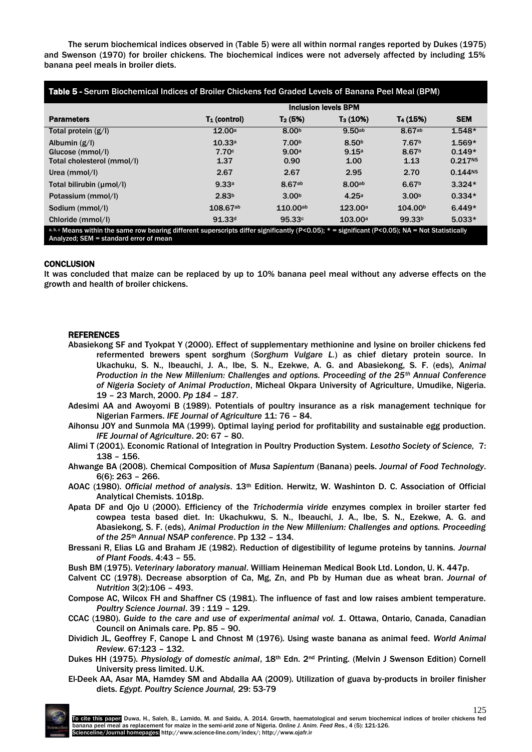The serum biochemical indices observed in (Table 5) were all within normal ranges reported by Dukes (1975) and Swenson (1970) for broiler chickens. The biochemical indices were not adversely affected by including 15% banana peel meals in broiler diets.

**Table 5 - Serum Biochemical Indices of Broiler Chickens fed Graded Levels of Banana Peel Meal (BPM)**

| Parameters | Inclusion levels BPM | | | | |
|---|---|---|---|---|---|
| | $T_1$ (control) | $T_2$ (5%) | $T_3$ (10%) | $T_4$ (15%) | SEM |
| Total protein (g/l) | 12.00[a] | 8.00[b] | 9.50[ab] | 8.67[ab] | 1.548* |
| Albumin (g/l) | 10.33[a] | 7.00[b] | 8.50[b] | 7.67[b] | 1.569* |
| Glucose (mmol/l) | 7.70[c] | 9.00[a] | 9.15[a] | 8.67[b] | 0.149* |
| Total cholesterol (mmol/l) | 1.37 | 0.90 | 1.00 | 1.13 | 0.217[NS] |
| Urea (mmol/l) | 2.67 | 2.67 | 2.95 | 2.70 | 0.144[NS] |
| Total bilirubin (µmol/l) | 9.33[a] | 8.67[ab] | 8.00[ab] | 6.67[b] | 3.324* |
| Potassium (mmol/l) | 2.83[b] | 3.00[b] | 4.25[a] | 3.00[b] | 0.334* |
| Sodium (mmol/l) | 108.67[ab] | 110.00[ab] | 123.00[a] | 104.00[b] | 6.449* |
| Chloride (mmol/l) | 91.33[d] | 95.33[c] | 103.00[a] | 99.33[b] | 5.033* |

a, b, c Means within the same row bearing different superscripts differ significantly ($P<0.05$); * = significant ($P<0.05$); NA = Not Statistically Analyzed; SEM = standard error of mean

## CONCLUSION

It was concluded that maize can be replaced by up to 10% banana peel meal without any adverse effects on the growth and health of broiler chickens.

## REFERENCES

Abasiekong SF and Tyokpat Y (2000). Effect of supplementary methionine and lysine on broiler chickens fed refermented brewers spent sorghum (*Sorghum Vulgare L.*) as chief dietary protein source. In Ukachuku, S. N., Ibeauchi, J. A., Ibe, S. N., Ezekwe, A. G. and Abasiekong, S. F. (eds), *Animal Production in the New Millenium: Challenges and options. Proceeding of the 25th Annual Conference of Nigeria Society of Animal Production*, Micheal Okpara University of Agriculture, Umudike, Nigeria. 19 – 23 March, 2000. *Pp 184 – 187*.

Adesimi AA and Awoyomi B (1989). Potentials of poultry insurance as a risk management technique for Nigerian Farmers. *IFE Journal of Agriculture* 11: 76 – 84.

Aihonsu JOY and Sunmola MA (1999). Optimal laying period for profitability and sustainable egg production. *IFE Journal of Agriculture*. 20: 67 – 80.

Alimi T (2001). Economic Rational of Integration in Poultry Production System. *Lesotho Society of Science,* 7: 138 – 156.

Ahwange BA (2008). Chemical Composition of *Musa Sapientum* (Banana) peels. *Journal of Food Technology*. 6(6): 263 – 266.

AOAC (1980). *Official method of analysis*. 13th Edition. Herwitz, W. Washinton D. C. Association of Official Analytical Chemists. 1018p.

Apata DF and Ojo U (2000). Efficiency of the *Trichodermia viride* enzymes complex in broiler starter fed cowpea testa based diet. In: Ukachukwu, S. N., Ibeauchi, J. A., Ibe, S. N., Ezekwe, A. G. and Abasiekong, S. F. (eds), *Animal Production in the New Millenium: Challenges and options. Proceeding of the 25th Annual NSAP conference*. Pp 132 – 134.

Bressani R, Elias LG and Braham JE (1982). Reduction of digestibility of legume proteins by tannins. *Journal of Plant Foods*. 4:43 – 55.

Bush BM (1975). *Veterinary laboratory manual*. William Heineman Medical Book Ltd. London, U. K. 447p.

Calvent CC (1978). Decrease absorption of Ca, Mg, Zn, and Pb by Human due as wheat bran. *Journal of Nutrition* 3(2):106 – 493.

Compose AC, Wilcox FH and Shaffner CS (1981). The influence of fast and low raises ambient temperature. *Poultry Science Journal*. 39 : 119 – 129.

CCAC (1980). *Guide to the care and use of experimental animal vol. 1*. Ottawa, Ontario, Canada, Canadian Council on Animals care. Pp. 85 – 90.

Dividich JL, Geoffrey F, Canope L and Chnost M (1976). Using waste banana as animal feed. *World Animal Review*. 67:123 – 132.

Dukes HH (1975). *Physiology of domestic animal*, 18th Edn. 2nd Printing. (Melvin J Swenson Edition) Cornell University press limited. U.K.

El-Deek AA, Asar MA, Hamdey SM and Abdalla AA (2009). Utilization of guava by-products in broiler finisher diets. *Egypt. Poultry Science Journal,* 29: 53-79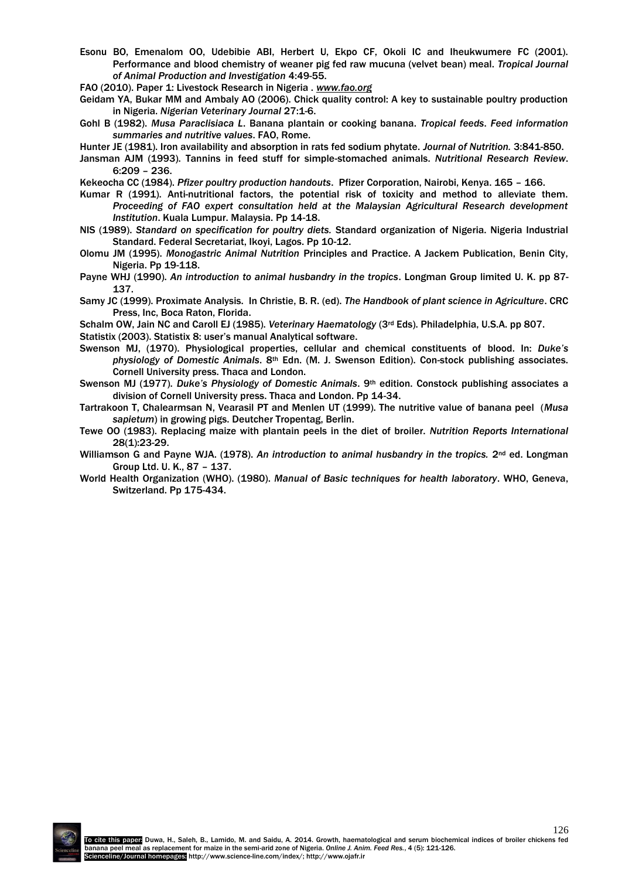Esonu BO, Emenalom OO, Udebibie ABI, Herbert U, Ekpo CF, Okoli IC and Iheukwumere FC (2001). Performance and blood chemistry of weaner pig fed raw mucuna (velvet bean) meal. *Tropical Journal of Animal Production and Investigation* 4:49-55.

FAO (2010). Paper 1: Livestock Research in Nigeria . *www.fao.org*

Geidam YA, Bukar MM and Ambaly AO (2006). Chick quality control: A key to sustainable poultry production in Nigeria. *Nigerian Veterinary Journal* 27:1-6.

Gohl B (1982). *Musa Paraclisiaca L*. Banana plantain or cooking banana. *Tropical feeds*. *Feed information summaries and nutritive values*. FAO, Rome.

Hunter JE (1981). Iron availability and absorption in rats fed sodium phytate. *Journal of Nutrition.* 3:841-850.

Jansman AJM (1993). Tannins in feed stuff for simple-stomached animals. *Nutritional Research Review*. 6:209 – 236.

Kekeocha CC (1984). *Pfizer poultry production handouts*. Pfizer Corporation, Nairobi, Kenya. 165 – 166.

Kumar R (1991). Anti-nutritional factors, the potential risk of toxicity and method to alleviate them. *Proceeding of FAO expert consultation held at the Malaysian Agricultural Research development Institution*. Kuala Lumpur. Malaysia. Pp 14-18.

NIS (1989). *Standard on specification for poultry diets.* Standard organization of Nigeria. Nigeria Industrial Standard. Federal Secretariat, Ikoyi, Lagos. Pp 10-12.

Olomu JM (1995). *Monogastric Animal Nutrition* Principles and Practice. A Jackem Publication, Benin City, Nigeria. Pp 19-118.

Payne WHJ (1990). *An introduction to animal husbandry in the tropics*. Longman Group limited U. K. pp 87-137.

Samy JC (1999). Proximate Analysis. In Christie, B. R. (ed). *The Handbook of plant science in Agriculture*. CRC Press, Inc, Boca Raton, Florida.

Schalm OW, Jain NC and Caroll EJ (1985). *Veterinary Haematology* (3rd Eds). Philadelphia, U.S.A. pp 807.

Statistix (2003). Statistix 8: user's manual Analytical software.

Swenson MJ, (1970). Physiological properties, cellular and chemical constituents of blood. In: *Duke's physiology of Domestic Animals*. 8th Edn. (M. J. Swenson Edition). Con-stock publishing associates. Cornell University press. Thaca and London.

Swenson MJ (1977). *Duke's Physiology of Domestic Animals*. 9th edition. Constock publishing associates a division of Cornell University press. Thaca and London. Pp 14-34.

Tartrakoon T, Chalearmsan N, Vearasil PT and Menlen UT (1999). The nutritive value of banana peel (*Musa sapietum*) in growing pigs. Deutcher Tropentag, Berlin.

Tewe OO (1983). Replacing maize with plantain peels in the diet of broiler. *Nutrition Reports International* 28(1):23-29.

Williamson G and Payne WJA. (1978). *An introduction to animal husbandry in the tropics.* 2nd ed. Longman Group Ltd. U. K., 87 – 137.

World Health Organization (WHO). (1980). *Manual of Basic techniques for health laboratory*. WHO, Geneva, Switzerland. Pp 175-434.